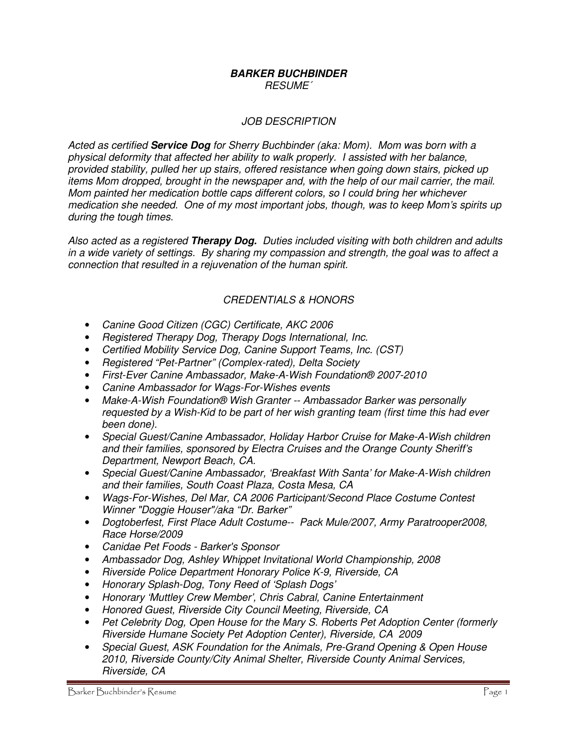# ***BARKER BUCHBINDER***

*RESUME´*

## *JOB DESCRIPTION*

*Acted as certified **Service Dog** for Sherry Buchbinder (aka: Mom). Mom was born with a physical deformity that affected her ability to walk properly. I assisted with her balance, provided stability, pulled her up stairs, offered resistance when going down stairs, picked up items Mom dropped, brought in the newspaper and, with the help of our mail carrier, the mail. Mom painted her medication bottle caps different colors, so I could bring her whichever medication she needed. One of my most important jobs, though, was to keep Mom's spirits up during the tough times.*

*Also acted as a registered **Therapy Dog.** Duties included visiting with both children and adults in a wide variety of settings. By sharing my compassion and strength, the goal was to affect a connection that resulted in a rejuvenation of the human spirit.*

## *CREDENTIALS & HONORS*

- *Canine Good Citizen (CGC) Certificate, AKC 2006*
- *Registered Therapy Dog, Therapy Dogs International, Inc.*
- *Certified Mobility Service Dog, Canine Support Teams, Inc. (CST)*
- *Registered "Pet-Partner" (Complex-rated), Delta Society*
- *First-Ever Canine Ambassador, Make-A-Wish Foundation® 2007-2010*
- *Canine Ambassador for Wags-For-Wishes events*
- *Make-A-Wish Foundation® Wish Granter -- Ambassador Barker was personally requested by a Wish-Kid to be part of her wish granting team (first time this had ever been done).*
- *Special Guest/Canine Ambassador, Holiday Harbor Cruise for Make-A-Wish children and their families, sponsored by Electra Cruises and the Orange County Sheriff's Department, Newport Beach, CA.*
- *Special Guest/Canine Ambassador, 'Breakfast With Santa' for Make-A-Wish children and their families, South Coast Plaza, Costa Mesa, CA*
- *Wags-For-Wishes, Del Mar, CA 2006 Participant/Second Place Costume Contest Winner "Doggie Houser"/aka "Dr. Barker"*
- *Dogtoberfest, First Place Adult Costume-- Pack Mule/2007, Army Paratrooper2008, Race Horse/2009*
- *Canidae Pet Foods - Barker's Sponsor*
- *Ambassador Dog, Ashley Whippet Invitational World Championship, 2008*
- *Riverside Police Department Honorary Police K-9, Riverside, CA*
- *Honorary Splash-Dog, Tony Reed of 'Splash Dogs'*
- *Honorary 'Muttley Crew Member', Chris Cabral, Canine Entertainment*
- *Honored Guest, Riverside City Council Meeting, Riverside, CA*
- *Pet Celebrity Dog, Open House for the Mary S. Roberts Pet Adoption Center (formerly Riverside Humane Society Pet Adoption Center), Riverside, CA 2009*
- *Special Guest, ASK Foundation for the Animals, Pre-Grand Opening & Open House 2010, Riverside County/City Animal Shelter, Riverside County Animal Services, Riverside, CA*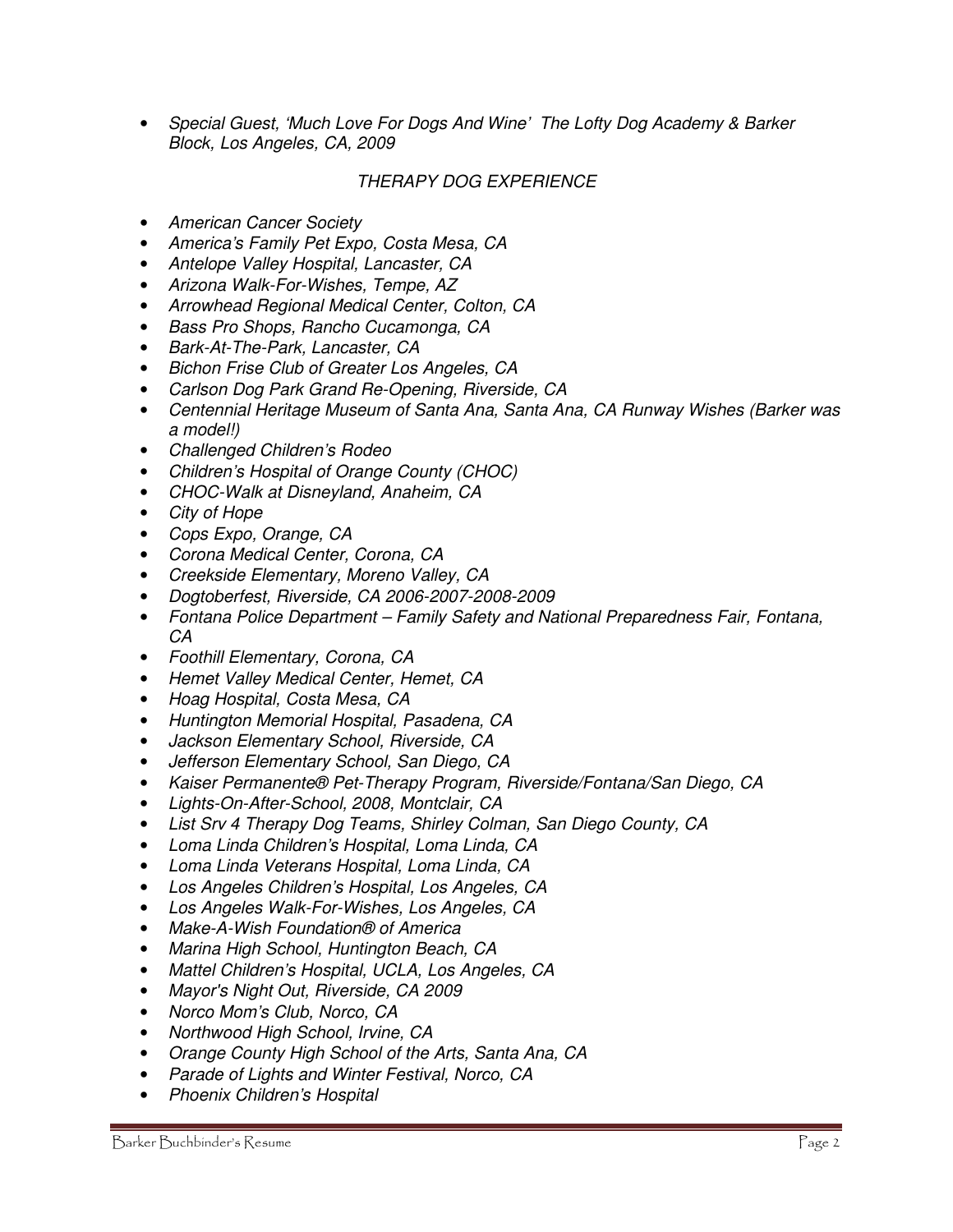- *Special Guest, 'Much Love For Dogs And Wine' The Lofty Dog Academy & Barker Block, Los Angeles, CA, 2009*

## *THERAPY DOG EXPERIENCE*

- *American Cancer Society*
- *America's Family Pet Expo, Costa Mesa, CA*
- *Antelope Valley Hospital, Lancaster, CA*
- *Arizona Walk-For-Wishes, Tempe, AZ*
- *Arrowhead Regional Medical Center, Colton, CA*
- *Bass Pro Shops, Rancho Cucamonga, CA*
- *Bark-At-The-Park, Lancaster, CA*
- *Bichon Frise Club of Greater Los Angeles, CA*
- *Carlson Dog Park Grand Re-Opening, Riverside, CA*
- *Centennial Heritage Museum of Santa Ana, Santa Ana, CA Runway Wishes (Barker was a model!)*
- *Challenged Children's Rodeo*
- *Children's Hospital of Orange County (CHOC)*
- *CHOC-Walk at Disneyland, Anaheim, CA*
- *City of Hope*
- *Cops Expo, Orange, CA*
- *Corona Medical Center, Corona, CA*
- *Creekside Elementary, Moreno Valley, CA*
- *Dogtoberfest, Riverside, CA 2006-2007-2008-2009*
- *Fontana Police Department – Family Safety and National Preparedness Fair, Fontana, CA*
- *Foothill Elementary, Corona, CA*
- *Hemet Valley Medical Center, Hemet, CA*
- *Hoag Hospital, Costa Mesa, CA*
- *Huntington Memorial Hospital, Pasadena, CA*
- *Jackson Elementary School, Riverside, CA*
- *Jefferson Elementary School, San Diego, CA*
- *Kaiser Permanente® Pet-Therapy Program, Riverside/Fontana/San Diego, CA*
- *Lights-On-After-School, 2008, Montclair, CA*
- *List Srv 4 Therapy Dog Teams, Shirley Colman, San Diego County, CA*
- *Loma Linda Children's Hospital, Loma Linda, CA*
- *Loma Linda Veterans Hospital, Loma Linda, CA*
- *Los Angeles Children's Hospital, Los Angeles, CA*
- *Los Angeles Walk-For-Wishes, Los Angeles, CA*
- *Make-A-Wish Foundation® of America*
- *Marina High School, Huntington Beach, CA*
- *Mattel Children's Hospital, UCLA, Los Angeles, CA*
- *Mayor's Night Out, Riverside, CA 2009*
- *Norco Mom's Club, Norco, CA*
- *Northwood High School, Irvine, CA*
- *Orange County High School of the Arts, Santa Ana, CA*
- *Parade of Lights and Winter Festival, Norco, CA*
- *Phoenix Children's Hospital*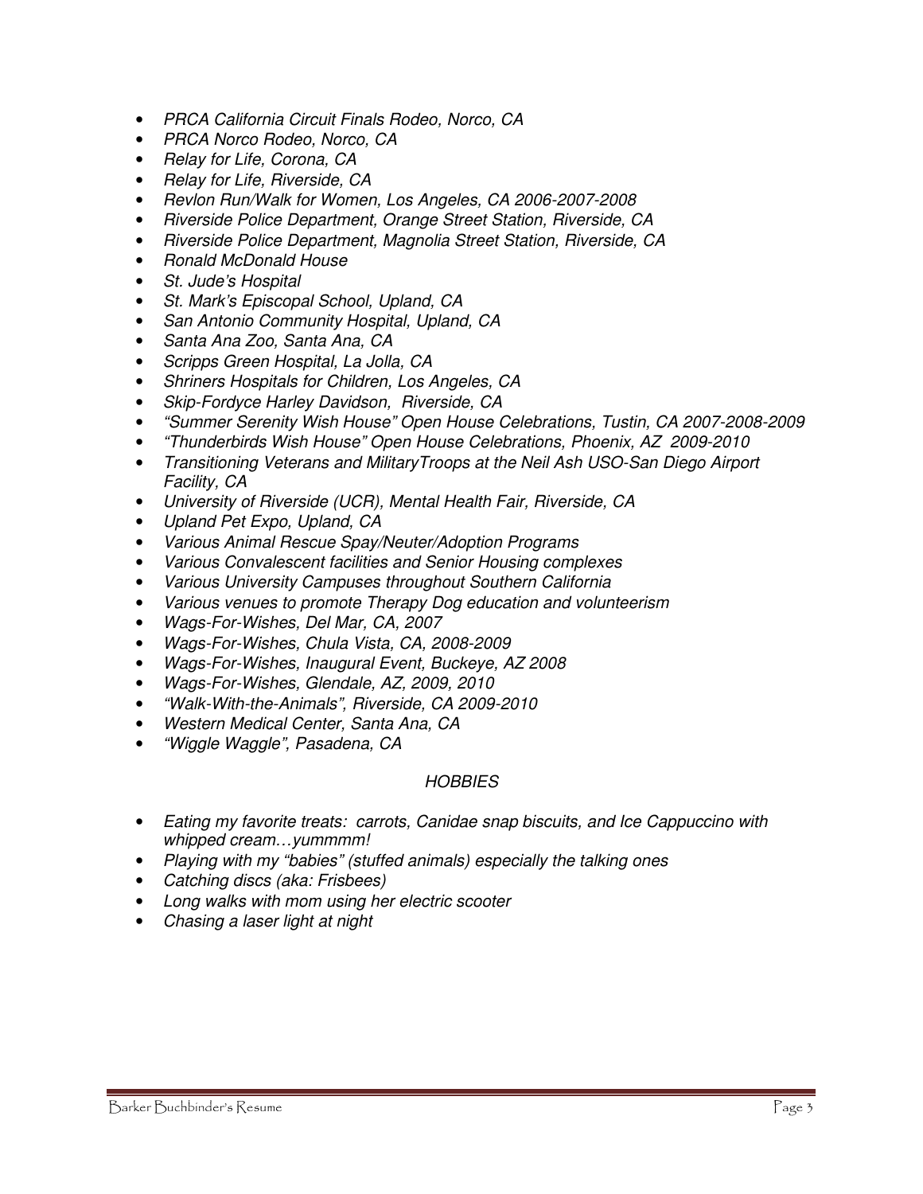- *PRCA California Circuit Finals Rodeo, Norco, CA*
- *PRCA Norco Rodeo, Norco, CA*
- *Relay for Life, Corona, CA*
- *Relay for Life, Riverside, CA*
- *Revlon Run/Walk for Women, Los Angeles, CA 2006-2007-2008*
- *Riverside Police Department, Orange Street Station, Riverside, CA*
- *Riverside Police Department, Magnolia Street Station, Riverside, CA*
- *Ronald McDonald House*
- *St. Jude's Hospital*
- *St. Mark's Episcopal School, Upland, CA*
- *San Antonio Community Hospital, Upland, CA*
- *Santa Ana Zoo, Santa Ana, CA*
- *Scripps Green Hospital, La Jolla, CA*
- *Shriners Hospitals for Children, Los Angeles, CA*
- *Skip-Fordyce Harley Davidson, Riverside, CA*
- *"Summer Serenity Wish House" Open House Celebrations, Tustin, CA 2007-2008-2009*
- *"Thunderbirds Wish House" Open House Celebrations, Phoenix, AZ 2009-2010*
- *Transitioning Veterans and MilitaryTroops at the Neil Ash USO-San Diego Airport Facility, CA*
- *University of Riverside (UCR), Mental Health Fair, Riverside, CA*
- *Upland Pet Expo, Upland, CA*
- *Various Animal Rescue Spay/Neuter/Adoption Programs*
- *Various Convalescent facilities and Senior Housing complexes*
- *Various University Campuses throughout Southern California*
- *Various venues to promote Therapy Dog education and volunteerism*
- *Wags-For-Wishes, Del Mar, CA, 2007*
- *Wags-For-Wishes, Chula Vista, CA, 2008-2009*
- *Wags-For-Wishes, Inaugural Event, Buckeye, AZ 2008*
- *Wags-For-Wishes, Glendale, AZ, 2009, 2010*
- *"Walk-With-the-Animals", Riverside, CA 2009-2010*
- *Western Medical Center, Santa Ana, CA*
- *"Wiggle Waggle", Pasadena, CA*

## *HOBBIES*

- *Eating my favorite treats: carrots, Canidae snap biscuits, and Ice Cappuccino with whipped cream…yummmm!*
- *Playing with my "babies" (stuffed animals) especially the talking ones*
- *Catching discs (aka: Frisbees)*
- *Long walks with mom using her electric scooter*
- *Chasing a laser light at night*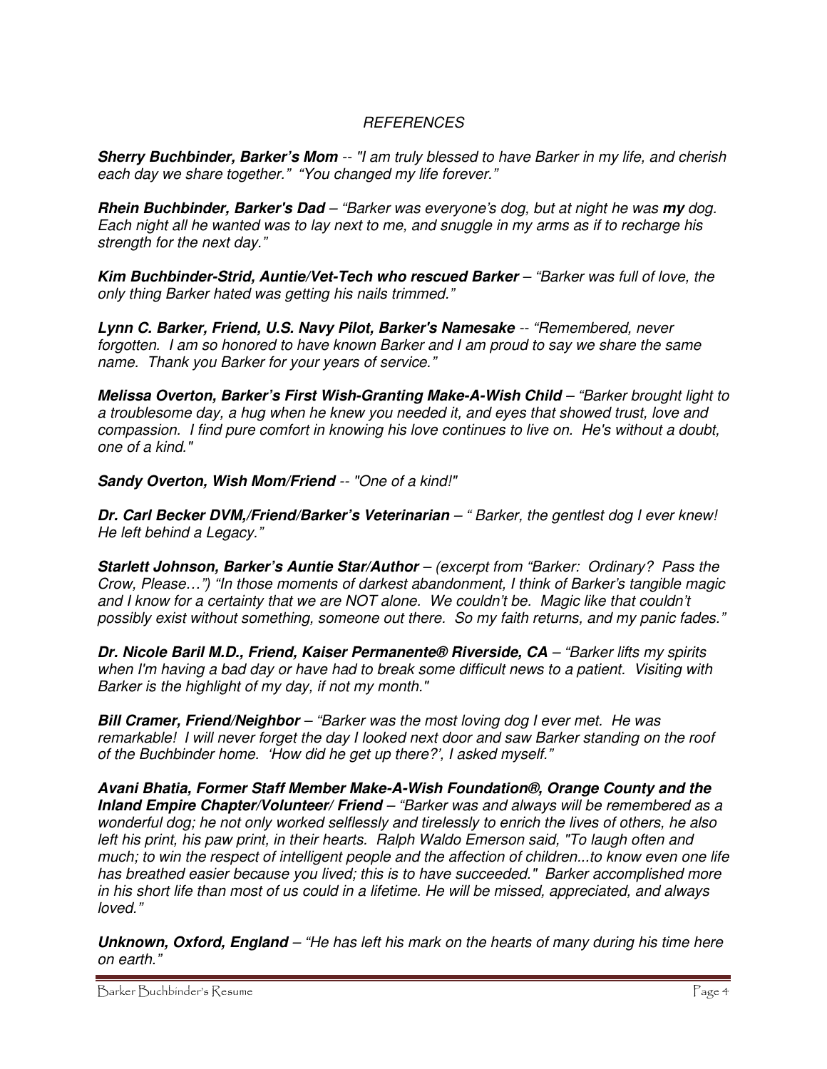*REFERENCES*

***Sherry Buchbinder, Barker's Mom*** *-- "I am truly blessed to have Barker in my life, and cherish each day we share together." "You changed my life forever."*

***Rhein Buchbinder, Barker's Dad*** *– "Barker was everyone's dog, but at night he was* ***my*** *dog. Each night all he wanted was to lay next to me, and snuggle in my arms as if to recharge his strength for the next day."*

***Kim Buchbinder-Strid, Auntie/Vet-Tech who rescued Barker*** *– "Barker was full of love, the only thing Barker hated was getting his nails trimmed."*

***Lynn C. Barker, Friend, U.S. Navy Pilot, Barker's Namesake*** *-- "Remembered, never forgotten. I am so honored to have known Barker and I am proud to say we share the same name. Thank you Barker for your years of service."*

***Melissa Overton, Barker's First Wish-Granting Make-A-Wish Child*** *– "Barker brought light to a troublesome day, a hug when he knew you needed it, and eyes that showed trust, love and compassion. I find pure comfort in knowing his love continues to live on. He's without a doubt, one of a kind."*

***Sandy Overton, Wish Mom/Friend*** *-- "One of a kind!"*

***Dr. Carl Becker DVM,/Friend/Barker's Veterinarian*** *– " Barker, the gentlest dog I ever knew! He left behind a Legacy."*

***Starlett Johnson, Barker's Auntie Star/Author*** *– (excerpt from "Barker: Ordinary? Pass the Crow, Please…") "In those moments of darkest abandonment, I think of Barker's tangible magic and I know for a certainty that we are NOT alone. We couldn't be. Magic like that couldn't possibly exist without something, someone out there. So my faith returns, and my panic fades."*

***Dr. Nicole Baril M.D., Friend, Kaiser Permanente® Riverside, CA*** *– "Barker lifts my spirits when I'm having a bad day or have had to break some difficult news to a patient. Visiting with Barker is the highlight of my day, if not my month."*

***Bill Cramer, Friend/Neighbor*** *– "Barker was the most loving dog I ever met. He was remarkable! I will never forget the day I looked next door and saw Barker standing on the roof of the Buchbinder home. 'How did he get up there?', I asked myself."*

***Avani Bhatia, Former Staff Member Make-A-Wish Foundation®, Orange County and the Inland Empire Chapter/Volunteer/ Friend*** *– "Barker was and always will be remembered as a wonderful dog; he not only worked selflessly and tirelessly to enrich the lives of others, he also left his print, his paw print, in their hearts. Ralph Waldo Emerson said, "To laugh often and much; to win the respect of intelligent people and the affection of children...to know even one life has breathed easier because you lived; this is to have succeeded." Barker accomplished more in his short life than most of us could in a lifetime. He will be missed, appreciated, and always loved."*

***Unknown, Oxford, England*** *– "He has left his mark on the hearts of many during his time here on earth."*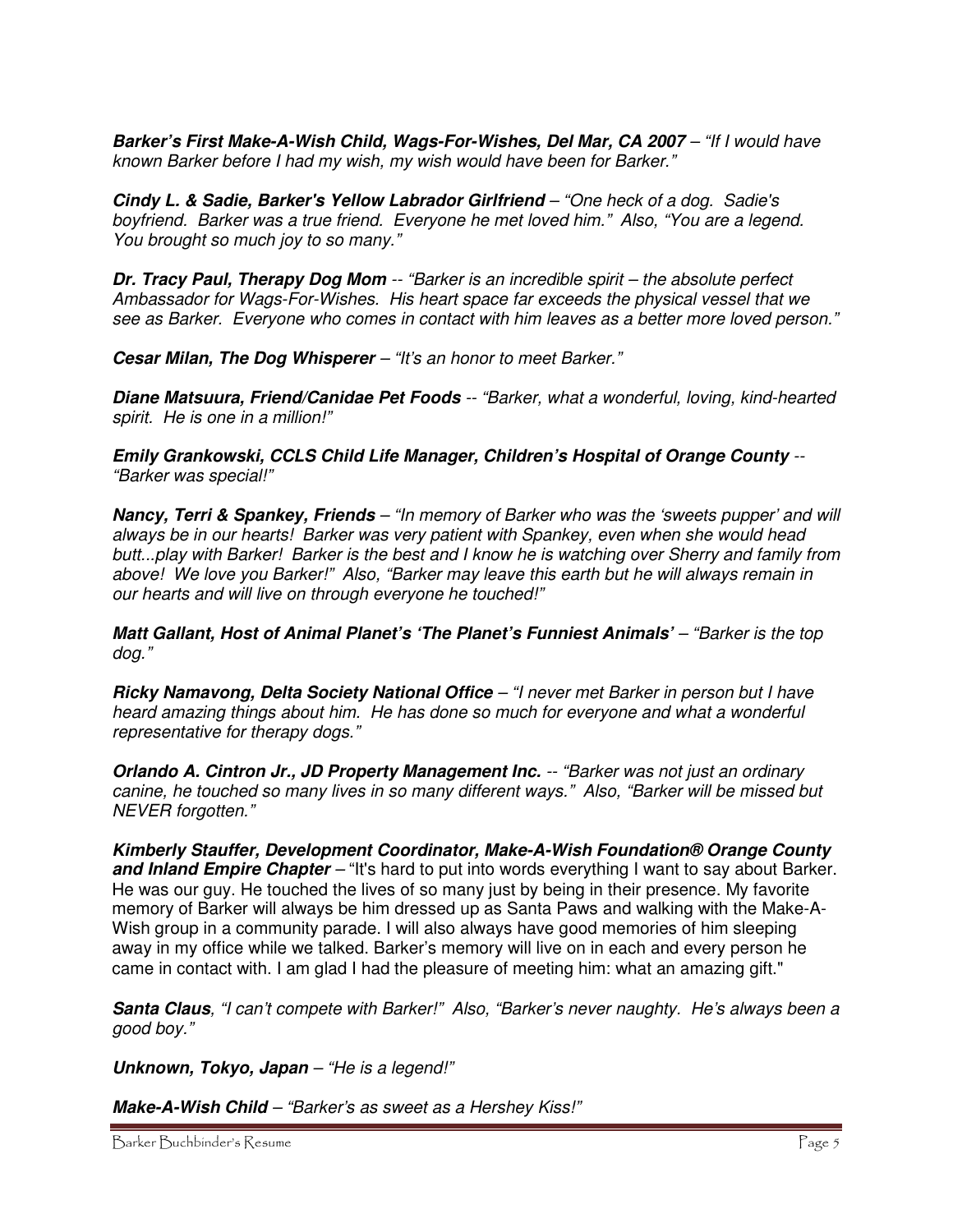***Barker's First Make-A-Wish Child, Wags-For-Wishes, Del Mar, CA 2007*** – *"If I would have known Barker before I had my wish, my wish would have been for Barker."*

***Cindy L. & Sadie, Barker's Yellow Labrador Girlfriend*** – *"One heck of a dog. Sadie's boyfriend. Barker was a true friend. Everyone he met loved him." Also, "You are a legend. You brought so much joy to so many."*

***Dr. Tracy Paul, Therapy Dog Mom*** -- *"Barker is an incredible spirit – the absolute perfect Ambassador for Wags-For-Wishes. His heart space far exceeds the physical vessel that we see as Barker. Everyone who comes in contact with him leaves as a better more loved person."*

***Cesar Milan, The Dog Whisperer*** – *"It's an honor to meet Barker."*

***Diane Matsuura, Friend/Canidae Pet Foods*** -- *"Barker, what a wonderful, loving, kind-hearted spirit. He is one in a million!"*

***Emily Grankowski, CCLS Child Life Manager, Children's Hospital of Orange County*** -- *"Barker was special!"*

***Nancy, Terri & Spankey, Friends*** – *"In memory of Barker who was the 'sweets pupper' and will always be in our hearts! Barker was very patient with Spankey, even when she would head butt...play with Barker! Barker is the best and I know he is watching over Sherry and family from above! We love you Barker!" Also, "Barker may leave this earth but he will always remain in our hearts and will live on through everyone he touched!"*

***Matt Gallant, Host of Animal Planet's 'The Planet's Funniest Animals'*** – *"Barker is the top dog."*

***Ricky Namavong, Delta Society National Office*** – *"I never met Barker in person but I have heard amazing things about him. He has done so much for everyone and what a wonderful representative for therapy dogs."*

***Orlando A. Cintron Jr., JD Property Management Inc.*** -- *"Barker was not just an ordinary canine, he touched so many lives in so many different ways." Also, "Barker will be missed but NEVER forgotten."*

***Kimberly Stauffer, Development Coordinator, Make-A-Wish Foundation® Orange County and Inland Empire Chapter*** – "It's hard to put into words everything I want to say about Barker. He was our guy. He touched the lives of so many just by being in their presence. My favorite memory of Barker will always be him dressed up as Santa Paws and walking with the Make-A-Wish group in a community parade. I will also always have good memories of him sleeping away in my office while we talked. Barker's memory will live on in each and every person he came in contact with. I am glad I had the pleasure of meeting him: what an amazing gift."

***Santa Claus***, *"I can't compete with Barker!" Also, "Barker's never naughty. He's always been a good boy."*

***Unknown, Tokyo, Japan*** – *"He is a legend!"*

***Make-A-Wish Child*** – *"Barker's as sweet as a Hershey Kiss!"*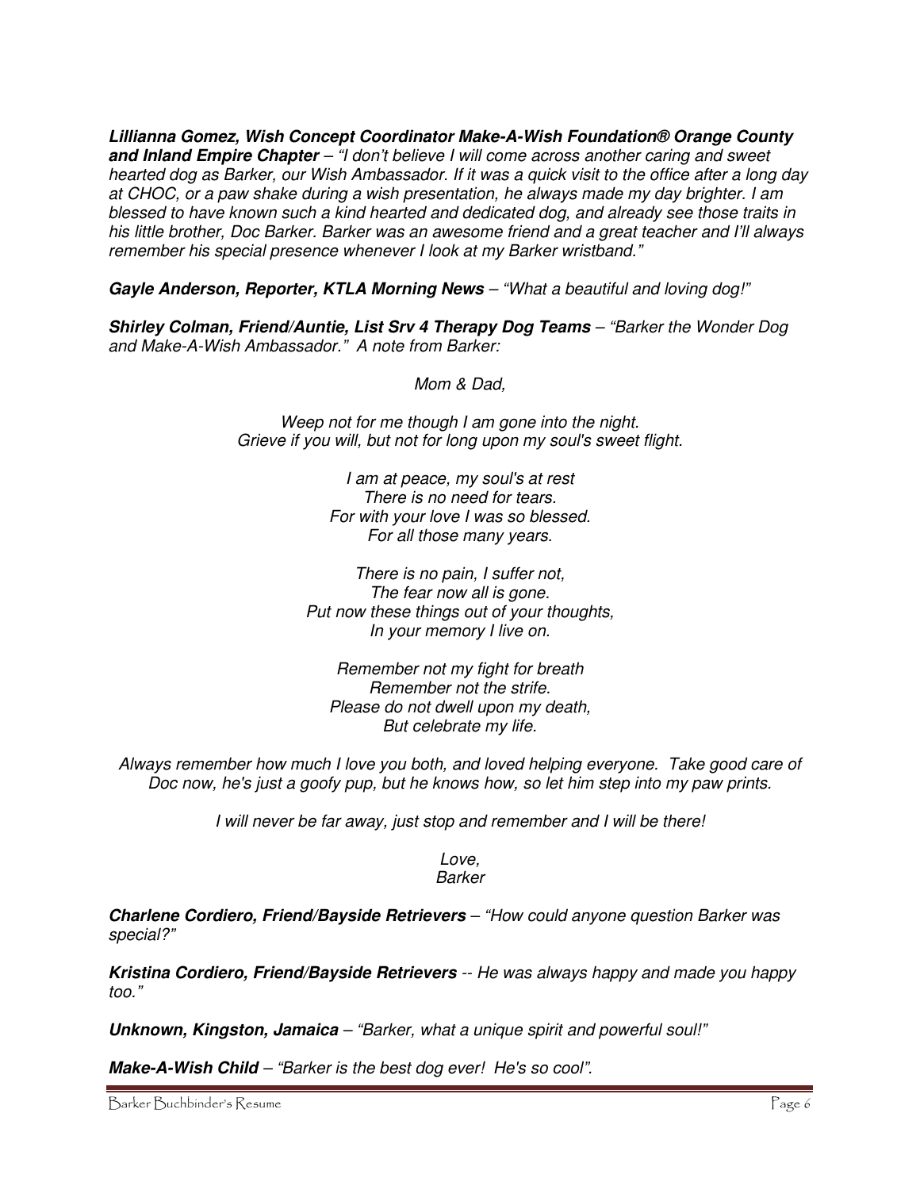***Lillianna Gomez, Wish Concept Coordinator Make-A-Wish Foundation® Orange County and Inland Empire Chapter*** – *"I don't believe I will come across another caring and sweet hearted dog as Barker, our Wish Ambassador. If it was a quick visit to the office after a long day at CHOC, or a paw shake during a wish presentation, he always made my day brighter. I am blessed to have known such a kind hearted and dedicated dog, and already see those traits in his little brother, Doc Barker. Barker was an awesome friend and a great teacher and I'll always remember his special presence whenever I look at my Barker wristband."*

***Gayle Anderson, Reporter, KTLA Morning News*** – *"What a beautiful and loving dog!"*

***Shirley Colman, Friend/Auntie, List Srv 4 Therapy Dog Teams*** – *"Barker the Wonder Dog and Make-A-Wish Ambassador." A note from Barker:*

*Mom & Dad,*

*Weep not for me though I am gone into the night.*
*Grieve if you will, but not for long upon my soul's sweet flight.*

*I am at peace, my soul's at rest*
*There is no need for tears.*
*For with your love I was so blessed.*
*For all those many years.*

*There is no pain, I suffer not,*
*The fear now all is gone.*
*Put now these things out of your thoughts,*
*In your memory I live on.*

*Remember not my fight for breath*
*Remember not the strife.*
*Please do not dwell upon my death,*
*But celebrate my life.*

*Always remember how much I love you both, and loved helping everyone. Take good care of Doc now, he's just a goofy pup, but he knows how, so let him step into my paw prints.*

*I will never be far away, just stop and remember and I will be there!*

*Love,*
*Barker*

***Charlene Cordiero, Friend/Bayside Retrievers*** – *"How could anyone question Barker was special?"*

***Kristina Cordiero, Friend/Bayside Retrievers*** -- *He was always happy and made you happy too."*

***Unknown, Kingston, Jamaica*** – *"Barker, what a unique spirit and powerful soul!"*

***Make-A-Wish Child*** – *"Barker is the best dog ever! He's so cool".*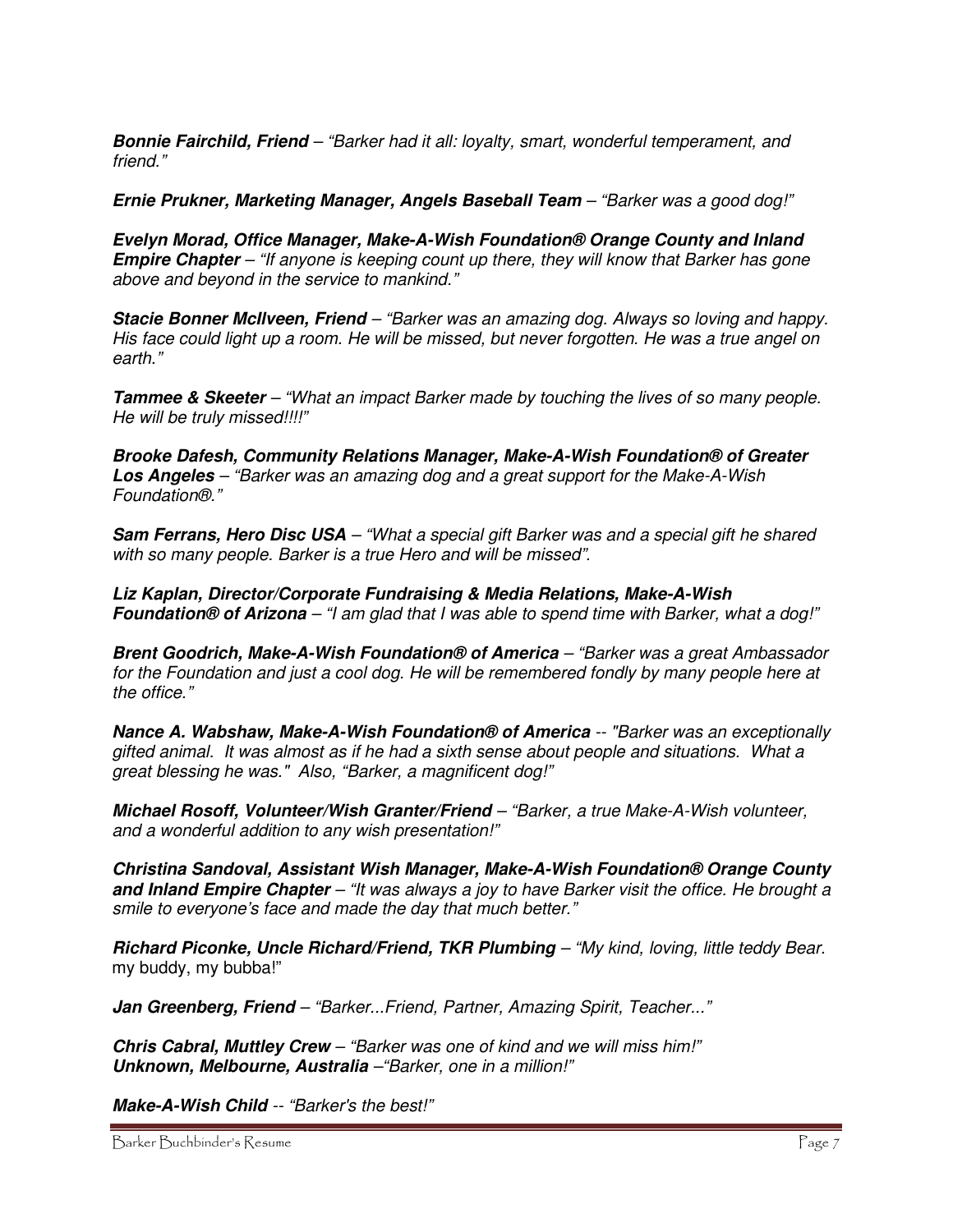***Bonnie Fairchild, Friend*** *– "Barker had it all: loyalty, smart, wonderful temperament, and friend."*

***Ernie Prukner, Marketing Manager, Angels Baseball Team*** *– "Barker was a good dog!"*

***Evelyn Morad, Office Manager, Make-A-Wish Foundation® Orange County and Inland Empire Chapter*** *– "If anyone is keeping count up there, they will know that Barker has gone above and beyond in the service to mankind."*

***Stacie Bonner McIlveen, Friend*** *– "Barker was an amazing dog. Always so loving and happy. His face could light up a room. He will be missed, but never forgotten. He was a true angel on earth."*

***Tammee & Skeeter*** *– "What an impact Barker made by touching the lives of so many people. He will be truly missed!!!!"*

***Brooke Dafesh, Community Relations Manager, Make-A-Wish Foundation® of Greater Los Angeles*** *– "Barker was an amazing dog and a great support for the Make-A-Wish Foundation®."*

***Sam Ferrans, Hero Disc USA*** *– "What a special gift Barker was and a special gift he shared with so many people. Barker is a true Hero and will be missed".*

***Liz Kaplan, Director/Corporate Fundraising & Media Relations, Make-A-Wish Foundation® of Arizona*** *– "I am glad that I was able to spend time with Barker, what a dog!"*

***Brent Goodrich, Make-A-Wish Foundation® of America*** *– "Barker was a great Ambassador for the Foundation and just a cool dog. He will be remembered fondly by many people here at the office."*

***Nance A. Wabshaw, Make-A-Wish Foundation® of America*** *-- "Barker was an exceptionally gifted animal. It was almost as if he had a sixth sense about people and situations. What a great blessing he was." Also, "Barker, a magnificent dog!"*

***Michael Rosoff, Volunteer/Wish Granter/Friend*** *– "Barker, a true Make-A-Wish volunteer, and a wonderful addition to any wish presentation!"*

***Christina Sandoval, Assistant Wish Manager, Make-A-Wish Foundation® Orange County and Inland Empire Chapter*** *– "It was always a joy to have Barker visit the office. He brought a smile to everyone's face and made the day that much better."*

***Richard Piconke, Uncle Richard/Friend, TKR Plumbing*** *– "My kind, loving, little teddy Bear.* my buddy, my bubba!"

***Jan Greenberg, Friend*** *– "Barker...Friend, Partner, Amazing Spirit, Teacher..."*

***Chris Cabral, Muttley Crew*** *– "Barker was one of kind and we will miss him!"*
***Unknown, Melbourne, Australia*** *–"Barker, one in a million!"*

***Make-A-Wish Child*** *-- "Barker's the best!"*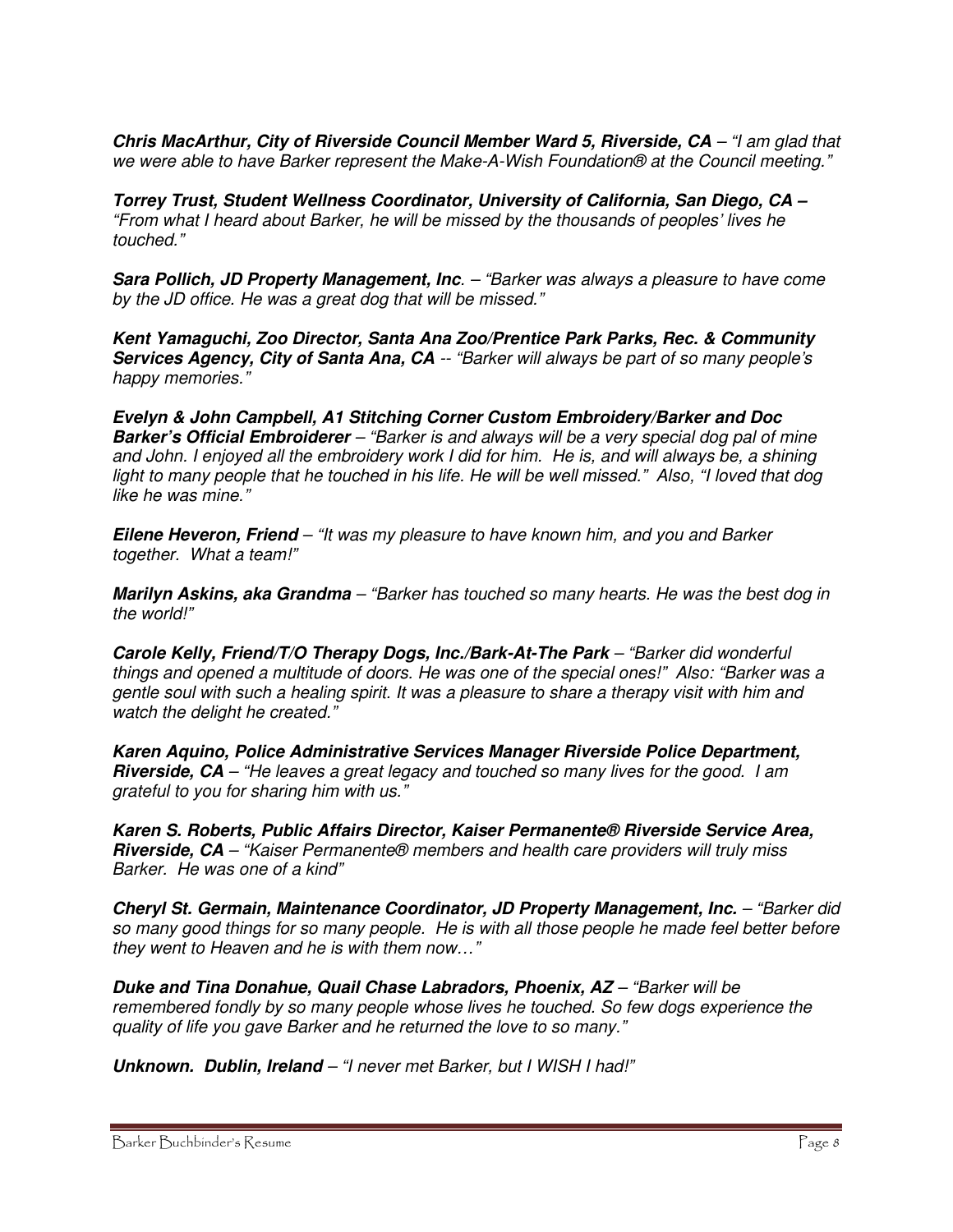***Chris MacArthur, City of Riverside Council Member Ward 5, Riverside, CA*** – *"I am glad that we were able to have Barker represent the Make-A-Wish Foundation® at the Council meeting."*

***Torrey Trust, Student Wellness Coordinator, University of California, San Diego, CA –*** *"From what I heard about Barker, he will be missed by the thousands of peoples' lives he touched."*

***Sara Pollich, JD Property Management, Inc***. – *"Barker was always a pleasure to have come by the JD office. He was a great dog that will be missed."*

***Kent Yamaguchi, Zoo Director, Santa Ana Zoo/Prentice Park Parks, Rec. & Community Services Agency, City of Santa Ana, CA*** -- *"Barker will always be part of so many people's happy memories."*

***Evelyn & John Campbell, A1 Stitching Corner Custom Embroidery/Barker and Doc Barker's Official Embroiderer*** – *"Barker is and always will be a very special dog pal of mine and John. I enjoyed all the embroidery work I did for him. He is, and will always be, a shining light to many people that he touched in his life. He will be well missed." Also, "I loved that dog like he was mine."*

***Eilene Heveron, Friend*** – *"It was my pleasure to have known him, and you and Barker together. What a team!"*

***Marilyn Askins, aka Grandma*** – *"Barker has touched so many hearts. He was the best dog in the world!"*

***Carole Kelly, Friend/T/O Therapy Dogs, Inc./Bark-At-The Park*** – *"Barker did wonderful things and opened a multitude of doors. He was one of the special ones!" Also: "Barker was a gentle soul with such a healing spirit. It was a pleasure to share a therapy visit with him and watch the delight he created."*

***Karen Aquino, Police Administrative Services Manager Riverside Police Department, Riverside, CA*** – *"He leaves a great legacy and touched so many lives for the good. I am grateful to you for sharing him with us."*

***Karen S. Roberts, Public Affairs Director, Kaiser Permanente® Riverside Service Area, Riverside, CA*** – *"Kaiser Permanente® members and health care providers will truly miss Barker. He was one of a kind"*

***Cheryl St. Germain, Maintenance Coordinator, JD Property Management, Inc.*** – *"Barker did so many good things for so many people. He is with all those people he made feel better before they went to Heaven and he is with them now…"*

***Duke and Tina Donahue, Quail Chase Labradors, Phoenix, AZ*** – *"Barker will be remembered fondly by so many people whose lives he touched. So few dogs experience the quality of life you gave Barker and he returned the love to so many."*

***Unknown. Dublin, Ireland*** – *"I never met Barker, but I WISH I had!"*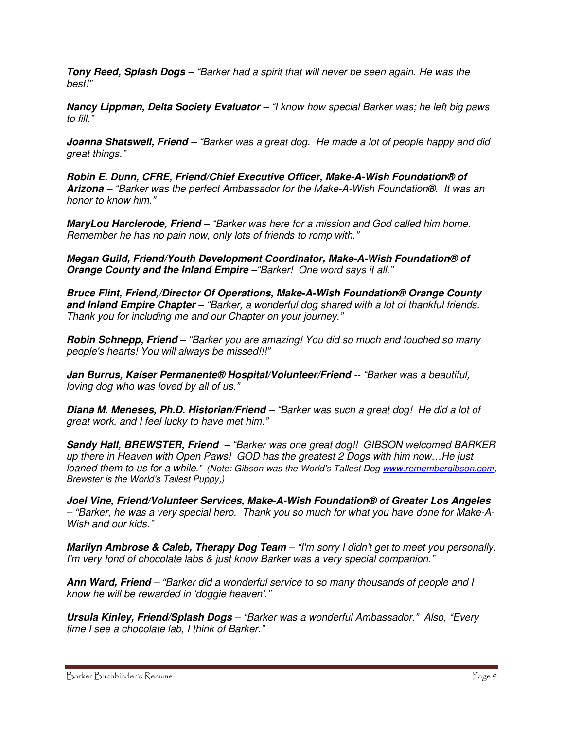***Tony Reed, Splash Dogs*** *– "Barker had a spirit that will never be seen again. He was the best!"*

***Nancy Lippman, Delta Society Evaluator*** *– "I know how special Barker was; he left big paws to fill."*

***Joanna Shatswell, Friend*** *– "Barker was a great dog. He made a lot of people happy and did great things."*

***Robin E. Dunn, CFRE, Friend/Chief Executive Officer, Make-A-Wish Foundation® of Arizona*** *– "Barker was the perfect Ambassador for the Make-A-Wish Foundation®. It was an honor to know him."*

***MaryLou Harclerode, Friend*** *– "Barker was here for a mission and God called him home. Remember he has no pain now, only lots of friends to romp with."*

***Megan Guild, Friend/Youth Development Coordinator, Make-A-Wish Foundation® of Orange County and the Inland Empire*** *–"Barker! One word says it all."*

***Bruce Flint, Friend,/Director Of Operations, Make-A-Wish Foundation® Orange County and Inland Empire Chapter*** *– "Barker, a wonderful dog shared with a lot of thankful friends. Thank you for including me and our Chapter on your journey."*

***Robin Schnepp, Friend*** *– "Barker you are amazing! You did so much and touched so many people's hearts! You will always be missed!!!"*

***Jan Burrus, Kaiser Permanente® Hospital/Volunteer/Friend*** *-- "Barker was a beautiful, loving dog who was loved by all of us."*

***Diana M. Meneses, Ph.D. Historian/Friend*** *– "Barker was such a great dog! He did a lot of great work, and I feel lucky to have met him."*

***Sandy Hall, BREWSTER, Friend*** *– "Barker was one great dog!! GIBSON welcomed BARKER up there in Heaven with Open Paws! GOD has the greatest 2 Dogs with him now…He just loaned them to us for a while."* *(Note: Gibson was the World's Tallest Dog www.remembergibson.com, Brewster is the World's Tallest Puppy,)*

***Joel Vine, Friend/Volunteer Services, Make-A-Wish Foundation® of Greater Los Angeles*** *– "Barker, he was a very special hero. Thank you so much for what you have done for Make-A-Wish and our kids."*

***Marilyn Ambrose & Caleb, Therapy Dog Team*** *– "I'm sorry I didn't get to meet you personally. I'm very fond of chocolate labs & just know Barker was a very special companion."*

***Ann Ward, Friend*** *– "Barker did a wonderful service to so many thousands of people and I know he will be rewarded in 'doggie heaven'."*

***Ursula Kinley, Friend/Splash Dogs*** *– "Barker was a wonderful Ambassador." Also, "Every time I see a chocolate lab, I think of Barker."*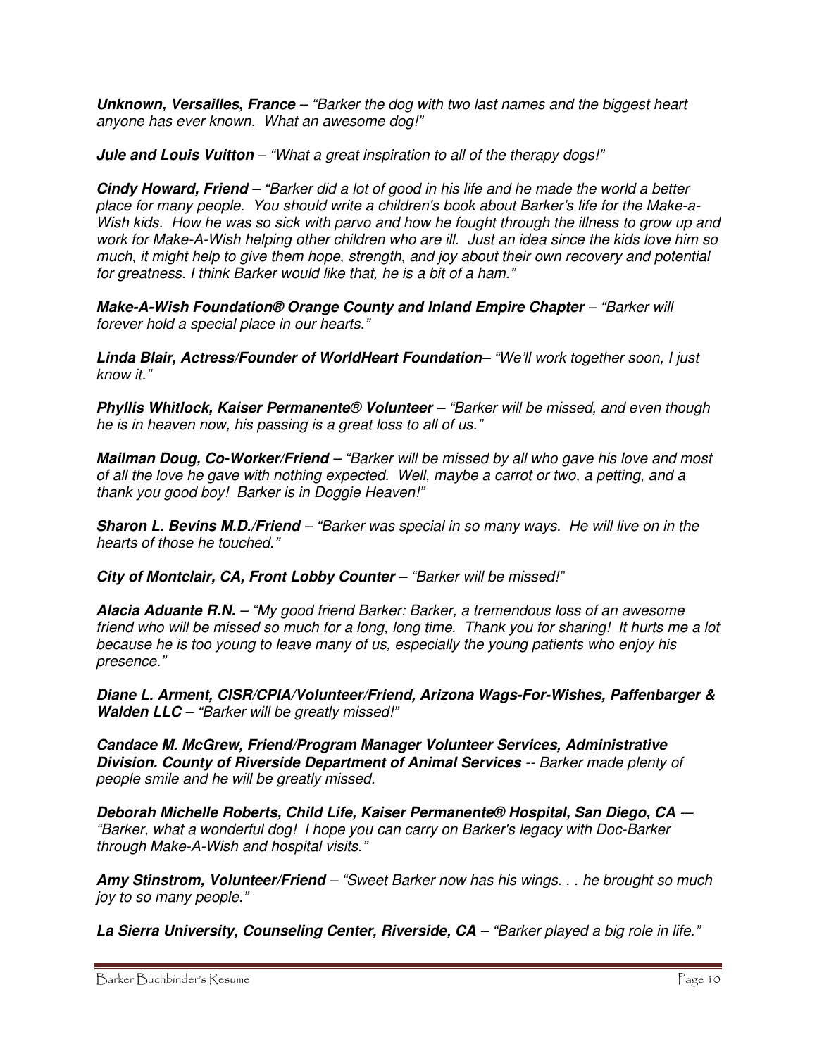***Unknown, Versailles, France*** – *"Barker the dog with two last names and the biggest heart anyone has ever known. What an awesome dog!"*

***Jule and Louis Vuitton*** – *"What a great inspiration to all of the therapy dogs!"*

***Cindy Howard, Friend*** – *"Barker did a lot of good in his life and he made the world a better place for many people. You should write a children's book about Barker's life for the Make-a-Wish kids. How he was so sick with parvo and how he fought through the illness to grow up and work for Make-A-Wish helping other children who are ill. Just an idea since the kids love him so much, it might help to give them hope, strength, and joy about their own recovery and potential for greatness. I think Barker would like that, he is a bit of a ham."*

***Make-A-Wish Foundation® Orange County and Inland Empire Chapter*** – *"Barker will forever hold a special place in our hearts."*

***Linda Blair, Actress/Founder of WorldHeart Foundation***– *"We'll work together soon, I just know it."*

***Phyllis Whitlock, Kaiser Permanente® Volunteer*** – *"Barker will be missed, and even though he is in heaven now, his passing is a great loss to all of us."*

***Mailman Doug, Co-Worker/Friend*** – *"Barker will be missed by all who gave his love and most of all the love he gave with nothing expected. Well, maybe a carrot or two, a petting, and a thank you good boy! Barker is in Doggie Heaven!"*

***Sharon L. Bevins M.D./Friend*** – *"Barker was special in so many ways. He will live on in the hearts of those he touched."*

***City of Montclair, CA, Front Lobby Counter*** – *"Barker will be missed!"*

***Alacia Aduante R.N.*** – *"My good friend Barker: Barker, a tremendous loss of an awesome friend who will be missed so much for a long, long time. Thank you for sharing! It hurts me a lot because he is too young to leave many of us, especially the young patients who enjoy his presence."*

***Diane L. Arment, CISR/CPIA/Volunteer/Friend, Arizona Wags-For-Wishes, Paffenbarger & Walden LLC*** – *"Barker will be greatly missed!"*

***Candace M. McGrew, Friend/Program Manager Volunteer Services, Administrative Division. County of Riverside Department of Animal Services*** -- *Barker made plenty of people smile and he will be greatly missed.*

***Deborah Michelle Roberts, Child Life, Kaiser Permanente® Hospital, San Diego, CA*** -– *"Barker, what a wonderful dog! I hope you can carry on Barker's legacy with Doc-Barker through Make-A-Wish and hospital visits."*

***Amy Stinstrom, Volunteer/Friend*** – *"Sweet Barker now has his wings. . . he brought so much joy to so many people."*

***La Sierra University, Counseling Center, Riverside, CA*** – *"Barker played a big role in life."*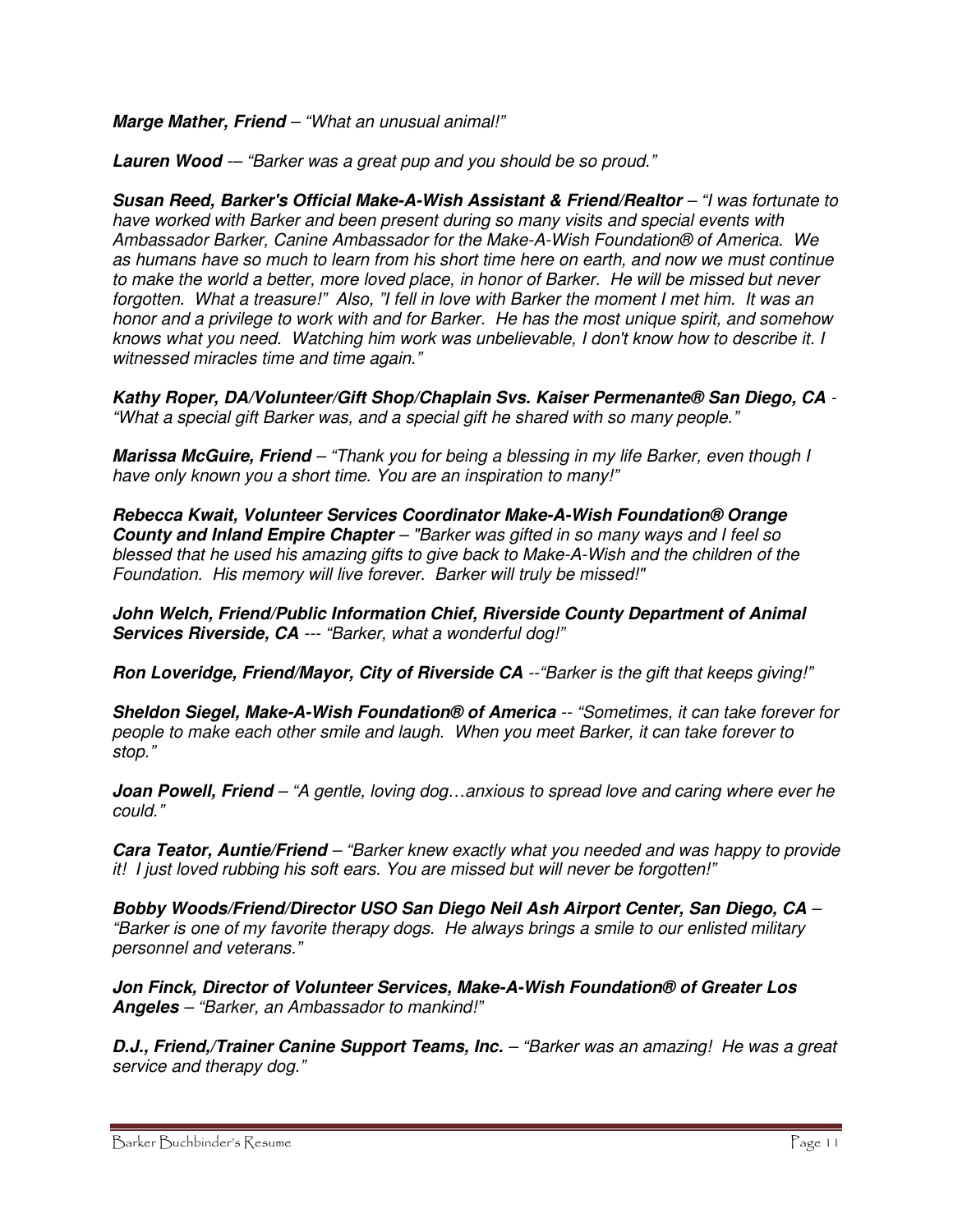***Marge Mather, Friend*** *– "What an unusual animal!"*

***Lauren Wood*** *-– "Barker was a great pup and you should be so proud."*

***Susan Reed, Barker's Official Make-A-Wish Assistant & Friend/Realtor*** *– "I was fortunate to have worked with Barker and been present during so many visits and special events with Ambassador Barker, Canine Ambassador for the Make-A-Wish Foundation® of America. We as humans have so much to learn from his short time here on earth, and now we must continue to make the world a better, more loved place, in honor of Barker. He will be missed but never forgotten. What a treasure!" Also, "I fell in love with Barker the moment I met him. It was an honor and a privilege to work with and for Barker. He has the most unique spirit, and somehow knows what you need. Watching him work was unbelievable, I don't know how to describe it. I witnessed miracles time and time again."*

***Kathy Roper, DA/Volunteer/Gift Shop/Chaplain Svs. Kaiser Permenante® San Diego, CA*** *- "What a special gift Barker was, and a special gift he shared with so many people."*

***Marissa McGuire, Friend*** *– "Thank you for being a blessing in my life Barker, even though I have only known you a short time. You are an inspiration to many!"*

***Rebecca Kwait, Volunteer Services Coordinator Make-A-Wish Foundation® Orange County and Inland Empire Chapter*** *– "Barker was gifted in so many ways and I feel so blessed that he used his amazing gifts to give back to Make-A-Wish and the children of the Foundation. His memory will live forever. Barker will truly be missed!"*

***John Welch, Friend/Public Information Chief, Riverside County Department of Animal Services Riverside, CA*** *--- "Barker, what a wonderful dog!"*

***Ron Loveridge, Friend/Mayor, City of Riverside CA*** *--"Barker is the gift that keeps giving!"*

***Sheldon Siegel, Make-A-Wish Foundation® of America*** *-- "Sometimes, it can take forever for people to make each other smile and laugh. When you meet Barker, it can take forever to stop."*

***Joan Powell, Friend*** *– "A gentle, loving dog…anxious to spread love and caring where ever he could."*

***Cara Teator, Auntie/Friend*** *– "Barker knew exactly what you needed and was happy to provide it! I just loved rubbing his soft ears. You are missed but will never be forgotten!"*

***Bobby Woods/Friend/Director USO San Diego Neil Ash Airport Center, San Diego, CA*** *– "Barker is one of my favorite therapy dogs. He always brings a smile to our enlisted military personnel and veterans."*

***Jon Finck, Director of Volunteer Services, Make-A-Wish Foundation® of Greater Los Angeles*** *– "Barker, an Ambassador to mankind!"*

***D.J., Friend,/Trainer Canine Support Teams, Inc.*** *– "Barker was an amazing! He was a great service and therapy dog."*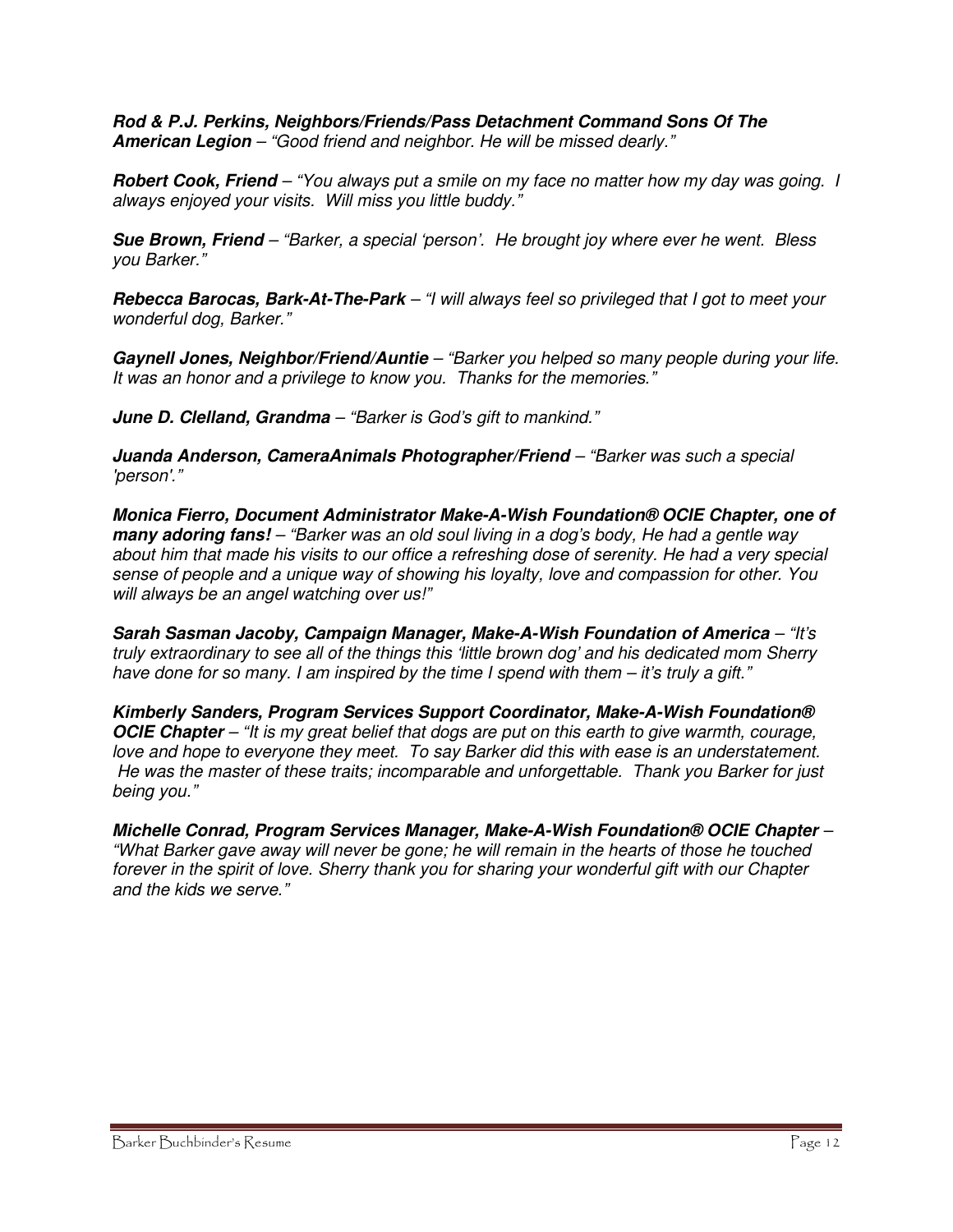***Rod & P.J. Perkins, Neighbors/Friends/Pass Detachment Command Sons Of The American Legion*** – *"Good friend and neighbor. He will be missed dearly."*

***Robert Cook, Friend*** – *"You always put a smile on my face no matter how my day was going. I always enjoyed your visits. Will miss you little buddy."*

***Sue Brown, Friend*** – *"Barker, a special 'person'. He brought joy where ever he went. Bless you Barker."*

***Rebecca Barocas, Bark-At-The-Park*** – *"I will always feel so privileged that I got to meet your wonderful dog, Barker."*

***Gaynell Jones, Neighbor/Friend/Auntie*** – *"Barker you helped so many people during your life. It was an honor and a privilege to know you. Thanks for the memories."*

***June D. Clelland, Grandma*** – *"Barker is God's gift to mankind."*

***Juanda Anderson, CameraAnimals Photographer/Friend*** – *"Barker was such a special 'person'."*

***Monica Fierro, Document Administrator Make-A-Wish Foundation® OCIE Chapter, one of many adoring fans!*** – *"Barker was an old soul living in a dog's body, He had a gentle way about him that made his visits to our office a refreshing dose of serenity. He had a very special sense of people and a unique way of showing his loyalty, love and compassion for other. You will always be an angel watching over us!"*

***Sarah Sasman Jacoby, Campaign Manager, Make-A-Wish Foundation of America*** – *"It's truly extraordinary to see all of the things this 'little brown dog' and his dedicated mom Sherry have done for so many. I am inspired by the time I spend with them – it's truly a gift."*

***Kimberly Sanders, Program Services Support Coordinator, Make-A-Wish Foundation® OCIE Chapter*** – *"It is my great belief that dogs are put on this earth to give warmth, courage, love and hope to everyone they meet. To say Barker did this with ease is an understatement. He was the master of these traits; incomparable and unforgettable. Thank you Barker for just being you."*

***Michelle Conrad, Program Services Manager, Make-A-Wish Foundation® OCIE Chapter*** – *"What Barker gave away will never be gone; he will remain in the hearts of those he touched forever in the spirit of love. Sherry thank you for sharing your wonderful gift with our Chapter and the kids we serve."*